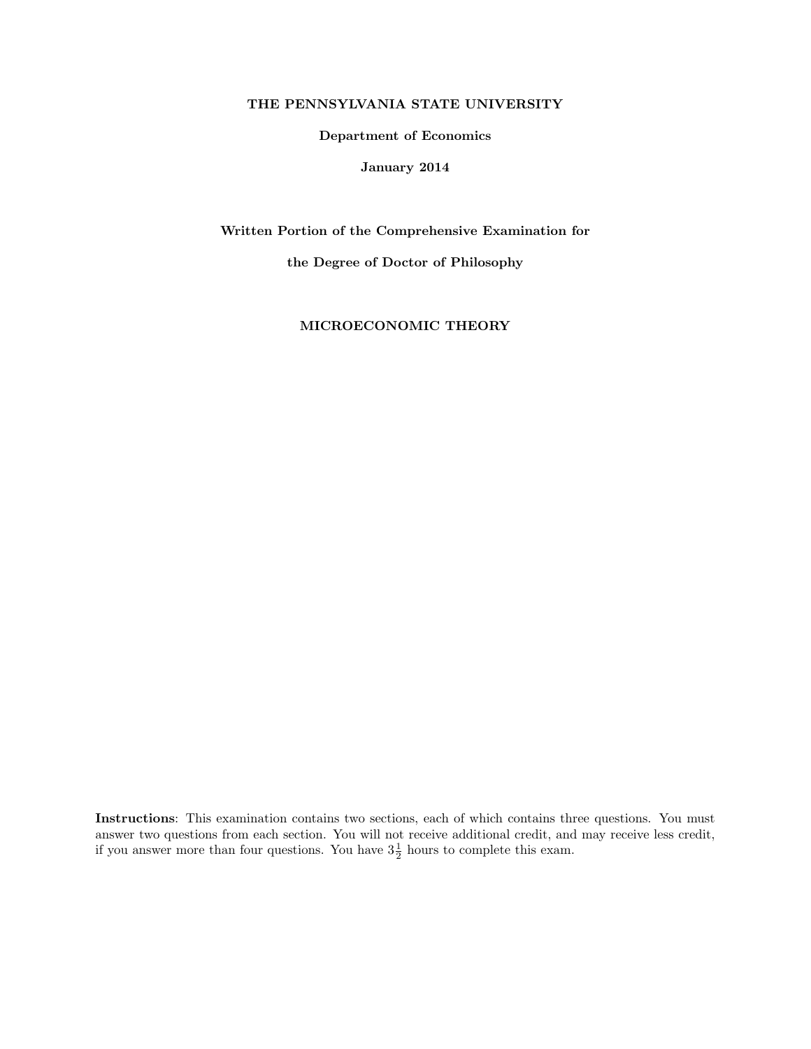**THE PENNSYLVANIA STATE UNIVERSITY**

**Department of Economics**

**January 2014**

**Written Portion of the Comprehensive Examination for**

**the Degree of Doctor of Philosophy**

**MICROECONOMIC THEORY**

**Instructions**: This examination contains two sections, each of which contains three questions. You must answer two questions from each section. You will not receive additional credit, and may receive less credit, if you answer more than four questions. You have $3\frac{1}{2}$ hours to complete this exam.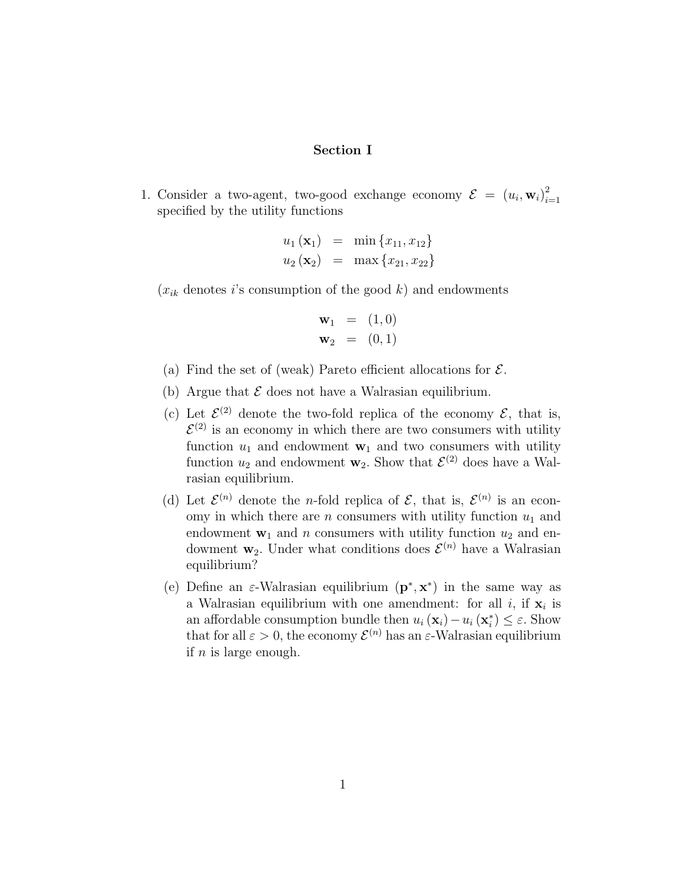## Section I

1. Consider a two-agent, two-good exchange economy $\mathcal{E} = (u_i, \mathbf{w}_i)_{i=1}^2$ specified by the utility functions

$$
\begin{aligned}
u_1(\mathbf{x}_1) &= \min\{x_{11}, x_{12}\} \\
u_2(\mathbf{x}_2) &= \max\{x_{21}, x_{22}\}
\end{aligned}
$$

($x_{ik}$ denotes $i$'s consumption of the good $k$) and endowments

$$
\begin{aligned}
\mathbf{w}_1 &= (1, 0) \\
\mathbf{w}_2 &= (0, 1)
\end{aligned}
$$

   (a) Find the set of (weak) Pareto efficient allocations for $\mathcal{E}$.

   (b) Argue that $\mathcal{E}$ does not have a Walrasian equilibrium.

   (c) Let $\mathcal{E}^{(2)}$ denote the two-fold replica of the economy $\mathcal{E}$, that is, $\mathcal{E}^{(2)}$ is an economy in which there are two consumers with utility function $u_1$ and endowment $\mathbf{w}_1$ and two consumers with utility function $u_2$ and endowment $\mathbf{w}_2$. Show that $\mathcal{E}^{(2)}$ does have a Walrasian equilibrium.

   (d) Let $\mathcal{E}^{(n)}$ denote the $n$-fold replica of $\mathcal{E}$, that is, $\mathcal{E}^{(n)}$ is an economy in which there are $n$ consumers with utility function $u_1$ and endowment $\mathbf{w}_1$ and $n$ consumers with utility function $u_2$ and endowment $\mathbf{w}_2$. Under what conditions does $\mathcal{E}^{(n)}$ have a Walrasian equilibrium?

   (e) Define an $\varepsilon$-Walrasian equilibrium $(\mathbf{p}^*, \mathbf{x}^*)$ in the same way as a Walrasian equilibrium with one amendment: for all $i$, if $\mathbf{x}_i$ is an affordable consumption bundle then $u_i(\mathbf{x}_i) - u_i(\mathbf{x}_i^*) \leq \varepsilon$. Show that for all $\varepsilon > 0$, the economy $\mathcal{E}^{(n)}$ has an $\varepsilon$-Walrasian equilibrium if $n$ is large enough.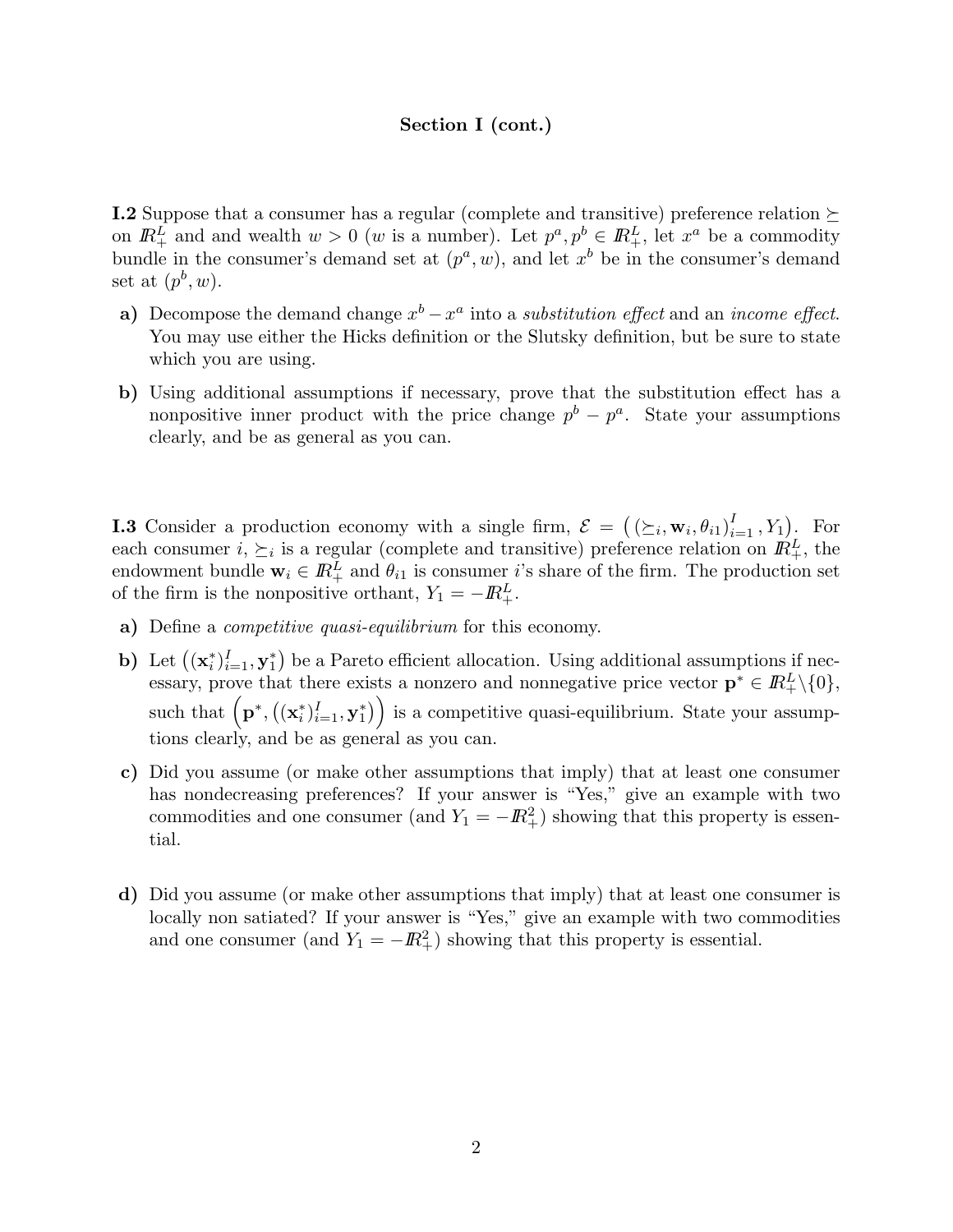## Section I (cont.)

**I.2** Suppose that a consumer has a regular (complete and transitive) preference relation $\succeq$ on $\mathbb{R}^L_+$ and and wealth $w > 0$ ($w$ is a number). Let $p^a, p^b \in \mathbb{R}^L_+$, let $x^a$ be a commodity bundle in the consumer's demand set at $(p^a, w)$, and let $x^b$ be in the consumer's demand set at $(p^b, w)$.

**a)** Decompose the demand change $x^b - x^a$ into a *substitution effect* and an *income effect*. You may use either the Hicks definition or the Slutsky definition, but be sure to state which you are using.

**b)** Using additional assumptions if necessary, prove that the substitution effect has a nonpositive inner product with the price change $p^b - p^a$. State your assumptions clearly, and be as general as you can.

**I.3** Consider a production economy with a single firm, $\mathcal{E} = \left( (\succeq_i, \mathbf{w}_i, \theta_{i1})_{i=1}^{I}, Y_1 \right)$. For each consumer $i$, $\succeq_i$ is a regular (complete and transitive) preference relation on $\mathbb{R}^L_+$, the endowment bundle $\mathbf{w}_i \in \mathbb{R}^L_+$ and $\theta_{i1}$ is consumer $i$'s share of the firm. The production set of the firm is the nonpositive orthant, $Y_1 = -\mathbb{R}^L_+$.

**a)** Define a *competitive quasi-equilibrium* for this economy.

**b)** Let $\left((\mathbf{x}_i^*)_{i=1}^{I}, \mathbf{y}_1^*\right)$ be a Pareto efficient allocation. Using additional assumptions if necessary, prove that there exists a nonzero and nonnegative price vector $\mathbf{p}^* \in \mathbb{R}^L_+ \backslash \{0\}$, such that $\left(\mathbf{p}^*, \left((\mathbf{x}_i^*)_{i=1}^{I}, \mathbf{y}_1^*\right)\right)$ is a competitive quasi-equilibrium. State your assumptions clearly, and be as general as you can.

**c)** Did you assume (or make other assumptions that imply) that at least one consumer has nondecreasing preferences? If your answer is "Yes," give an example with two commodities and one consumer (and $Y_1 = -\mathbb{R}^2_+$) showing that this property is essential.

**d)** Did you assume (or make other assumptions that imply) that at least one consumer is locally non satiated? If your answer is "Yes," give an example with two commodities and one consumer (and $Y_1 = -\mathbb{R}^2_+$) showing that this property is essential.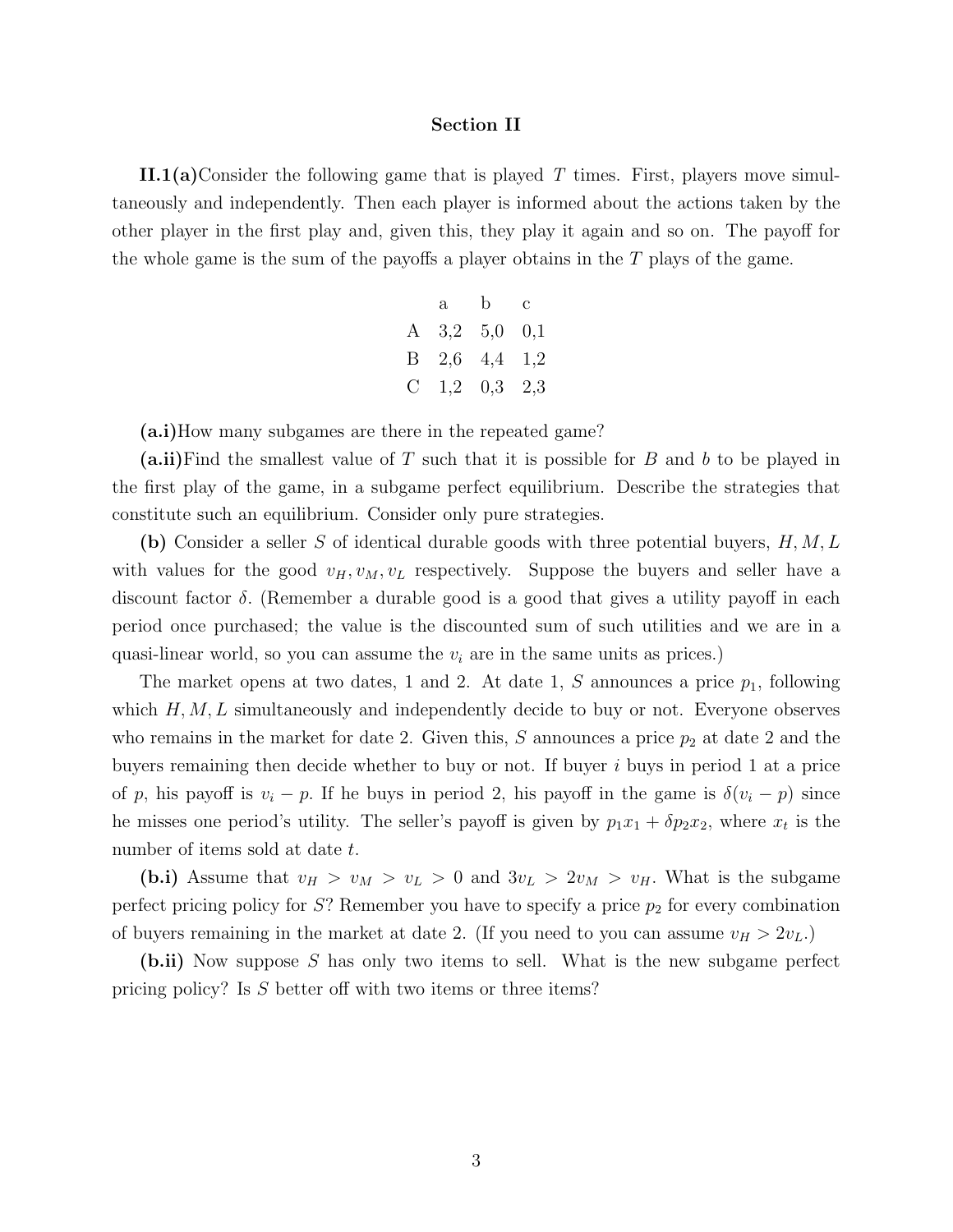**Section II**

**II.1(a)** Consider the following game that is played $T$ times. First, players move simultaneously and independently. Then each player is informed about the actions taken by the other player in the first play and, given this, they play it again and so on. The payoff for the whole game is the sum of the payoffs a player obtains in the $T$ plays of the game.

| | a | b | c |
|---|---|---|---|
| A | 3,2 | 5,0 | 0,1 |
| B | 2,6 | 4,4 | 1,2 |
| C | 1,2 | 0,3 | 2,3 |

**(a.i)** How many subgames are there in the repeated game?

**(a.ii)** Find the smallest value of $T$ such that it is possible for $B$ and $b$ to be played in the first play of the game, in a subgame perfect equilibrium. Describe the strategies that constitute such an equilibrium. Consider only pure strategies.

**(b)** Consider a seller $S$ of identical durable goods with three potential buyers, $H, M, L$ with values for the good $v_H, v_M, v_L$ respectively. Suppose the buyers and seller have a discount factor $\delta$. (Remember a durable good is a good that gives a utility payoff in each period once purchased; the value is the discounted sum of such utilities and we are in a quasi-linear world, so you can assume the $v_i$ are in the same units as prices.)

The market opens at two dates, 1 and 2. At date 1, $S$ announces a price $p_1$, following which $H, M, L$ simultaneously and independently decide to buy or not. Everyone observes who remains in the market for date 2. Given this, $S$ announces a price $p_2$ at date 2 and the buyers remaining then decide whether to buy or not. If buyer $i$ buys in period 1 at a price of $p$, his payoff is $v_i - p$. If he buys in period 2, his payoff in the game is $\delta(v_i - p)$ since he misses one period's utility. The seller's payoff is given by $p_1 x_1 + \delta p_2 x_2$, where $x_t$ is the number of items sold at date $t$.

**(b.i)** Assume that $v_H > v_M > v_L > 0$ and $3v_L > 2v_M > v_H$. What is the subgame perfect pricing policy for $S$? Remember you have to specify a price $p_2$ for every combination of buyers remaining in the market at date 2. (If you need to you can assume $v_H > 2v_L$.)

**(b.ii)** Now suppose $S$ has only two items to sell. What is the new subgame perfect pricing policy? Is $S$ better off with two items or three items?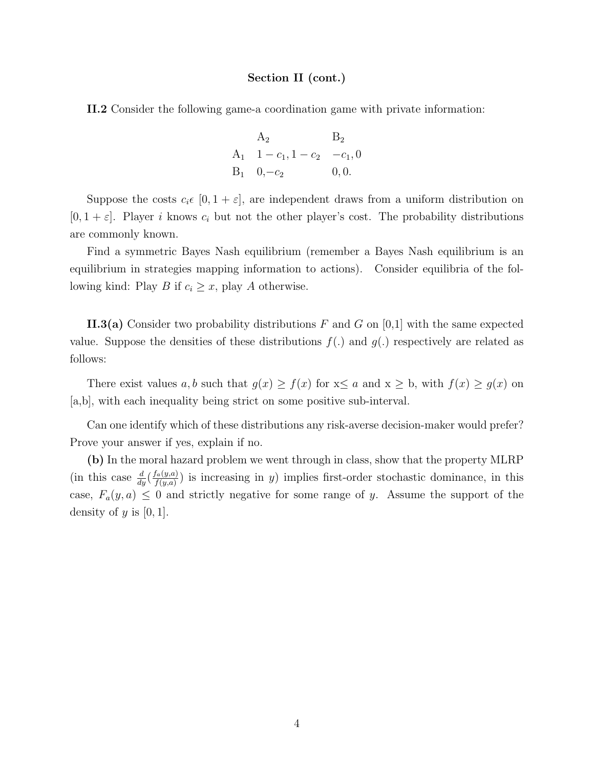## Section II (cont.)

**II.2** Consider the following game-a coordination game with private information:

| | $A_2$ | $B_2$ |
|---|---|---|
| $A_1$ | $1-c_1, 1-c_2$ | $-c_1, 0$ |
| $B_1$ | $0, -c_2$ | $0, 0.$ |

Suppose the costs $c_i \epsilon \ [0, 1+\varepsilon]$, are independent draws from a uniform distribution on $[0, 1+\varepsilon]$. Player $i$ knows $c_i$ but not the other player's cost. The probability distributions are commonly known.

Find a symmetric Bayes Nash equilibrium (remember a Bayes Nash equilibrium is an equilibrium in strategies mapping information to actions). Consider equilibria of the following kind: Play $B$ if $c_i \geq x$, play $A$ otherwise.

**II.3(a)** Consider two probability distributions $F$ and $G$ on [0,1] with the same expected value. Suppose the densities of these distributions $f(.)$ and $g(.)$ respectively are related as follows:

There exist values $a, b$ such that $g(x) \geq f(x)$ for x$\leq a$ and x $\geq$ b, with $f(x) \geq g(x)$ on [a,b], with each inequality being strict on some positive sub-interval.

Can one identify which of these distributions any risk-averse decision-maker would prefer? Prove your answer if yes, explain if no.

**(b)** In the moral hazard problem we went through in class, show that the property MLRP (in this case $\frac{d}{dy}(\frac{f_a(y,a)}{f(y,a)})$ is increasing in $y$) implies first-order stochastic dominance, in this case, $F_a(y, a) \leq 0$ and strictly negative for some range of $y$. Assume the support of the density of $y$ is $[0, 1]$.